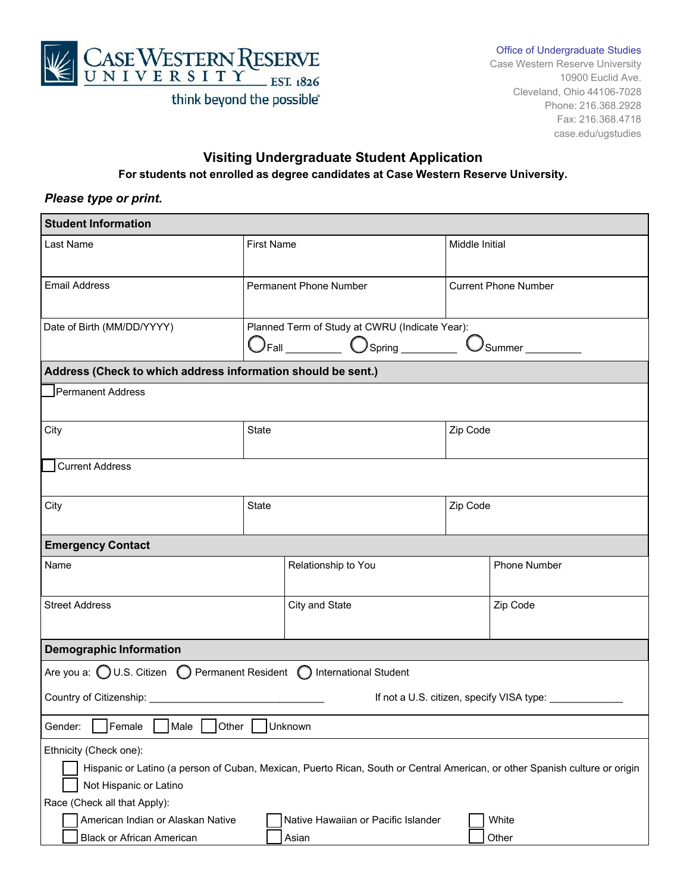Case Western Reserve University
EST. 1826
think beyond the possible

Office of Undergraduate Studies
Case Western Reserve University
10900 Euclid Ave.
Cleveland, Ohio 44106-7028
Phone: 216.368.2928
Fax: 216.368.4718
case.edu/ugstudies

# Visiting Undergraduate Student Application

**For students not enrolled as degree candidates at Case Western Reserve University.**

***Please type or print.***

## Student Information

| Last Name | First Name | Middle Initial |
|---|---|---|
| Email Address | Permanent Phone Number | Current Phone Number |
| Date of Birth (MM/DD/YYYY) | Planned Term of Study at CWRU (Indicate Year): ◯ Fall _________ ◯ Spring _________ ◯ Summer _________ | |

## Address (Check to which address information should be sent.)

☐ Permanent Address

| City | State | Zip Code |
|---|---|---|

☐ Current Address

| City | State | Zip Code |
|---|---|---|

## Emergency Contact

| Name | Relationship to You | Phone Number |
|---|---|---|
| Street Address | City and State | Zip Code |

## Demographic Information

Are you a: ◯ U.S. Citizen ◯ Permanent Resident ◯ International Student

Country of Citizenship: _______________________________ If not a U.S. citizen, specify VISA type: _____________

Gender: ☐ Female ☐ Male ☐ Other ☐ Unknown

Ethnicity (Check one):

☐ Hispanic or Latino (a person of Cuban, Mexican, Puerto Rican, South or Central American, or other Spanish culture or origin

☐ Not Hispanic or Latino

Race (Check all that Apply):

☐ American Indian or Alaskan Native ☐ Native Hawaiian or Pacific Islander ☐ White

☐ Black or African American ☐ Asian ☐ Other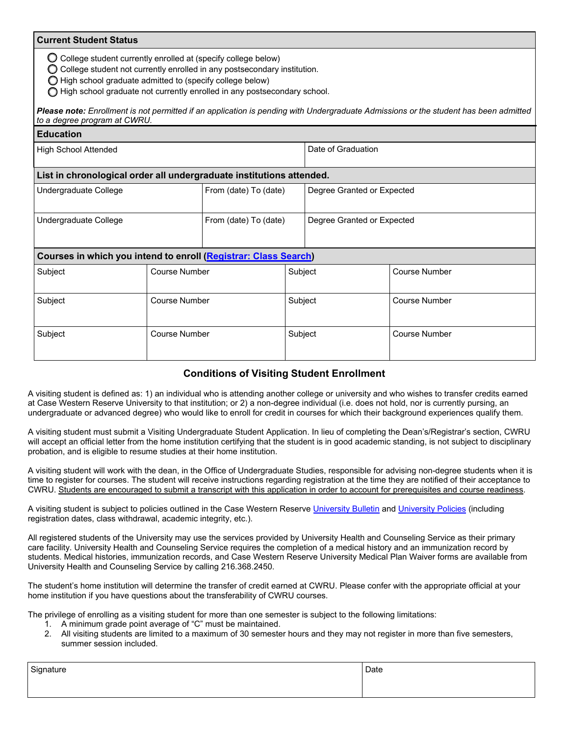## Current Student Status

- ◯ College student currently enrolled at (specify college below)
- ◯ College student not currently enrolled in any postsecondary institution.
- ◯ High school graduate admitted to (specify college below)
- ◯ High school graduate not currently enrolled in any postsecondary school.

***Please note:*** *Enrollment is not permitted if an application is pending with Undergraduate Admissions or the student has been admitted to a degree program at CWRU.*

## Education

| High School Attended | Date of Graduation |
|---|---|
| | |

### List in chronological order all undergraduate institutions attended.

| Undergraduate College | From (date) To (date) | Degree Granted or Expected |
|---|---|---|
| Undergraduate College | From (date) To (date) | Degree Granted or Expected |

### Courses in which you intend to enroll (Registrar: Class Search)

| Subject | Course Number | Subject | Course Number |
|---|---|---|---|
| Subject | Course Number | Subject | Course Number |
| Subject | Course Number | Subject | Course Number |

## Conditions of Visiting Student Enrollment

A visiting student is defined as: 1) an individual who is attending another college or university and who wishes to transfer credits earned at Case Western Reserve University to that institution; or 2) a non-degree individual (i.e. does not hold, nor is currently pursing, an undergraduate or advanced degree) who would like to enroll for credit in courses for which their background experiences qualify them.

A visiting student must submit a Visiting Undergraduate Student Application. In lieu of completing the Dean's/Registrar's section, CWRU will accept an official letter from the home institution certifying that the student is in good academic standing, is not subject to disciplinary probation, and is eligible to resume studies at their home institution.

A visiting student will work with the dean, in the Office of Undergraduate Studies, responsible for advising non-degree students when it is time to register for courses. The student will receive instructions regarding registration at the time they are notified of their acceptance to CWRU. Students are encouraged to submit a transcript with this application in order to account for prerequisites and course readiness.

A visiting student is subject to policies outlined in the Case Western Reserve University Bulletin and University Policies (including registration dates, class withdrawal, academic integrity, etc.).

All registered students of the University may use the services provided by University Health and Counseling Service as their primary care facility. University Health and Counseling Service requires the completion of a medical history and an immunization record by students. Medical histories, immunization records, and Case Western Reserve University Medical Plan Waiver forms are available from University Health and Counseling Service by calling 216.368.2450.

The student's home institution will determine the transfer of credit earned at CWRU. Please confer with the appropriate official at your home institution if you have questions about the transferability of CWRU courses.

The privilege of enrolling as a visiting student for more than one semester is subject to the following limitations:

1. A minimum grade point average of "C" must be maintained.
2. All visiting students are limited to a maximum of 30 semester hours and they may not register in more than five semesters, summer session included.

| Signature | Date |
|---|---|
| | |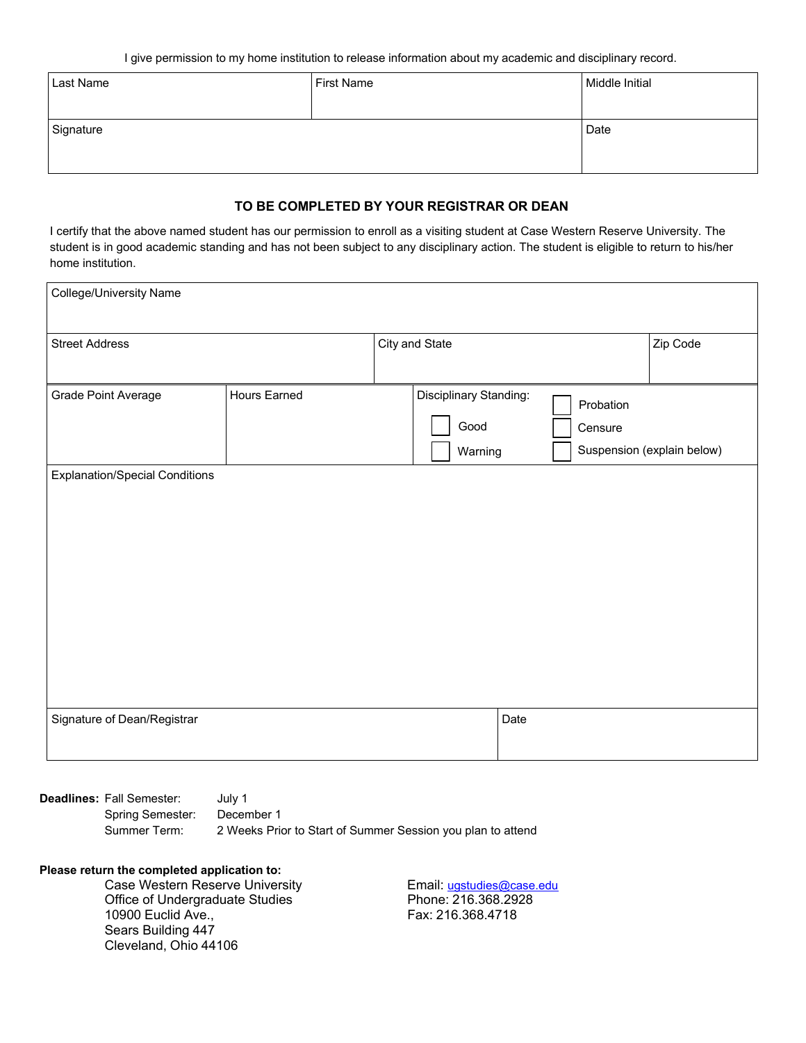I give permission to my home institution to release information about my academic and disciplinary record.

| Last Name | First Name | Middle Initial |
|---|---|---|
| Signature | | Date |

## TO BE COMPLETED BY YOUR REGISTRAR OR DEAN

I certify that the above named student has our permission to enroll as a visiting student at Case Western Reserve University. The student is in good academic standing and has not been subject to any disciplinary action. The student is eligible to return to his/her home institution.

| | | | |
|---|---|---|---|
| College/University Name | | | |
| Street Address | City and State | | Zip Code |
| Grade Point Average | Hours Earned | Disciplinary Standing: ☐ Good ☐ Warning | ☐ Probation ☐ Censure ☐ Suspension (explain below) |
| Explanation/Special Conditions | | | |
| Signature of Dean/Registrar | | Date | |

**Deadlines:**

| | |
|---|---|
| Fall Semester: | July 1 |
| Spring Semester: | December 1 |
| Summer Term: | 2 Weeks Prior to Start of Summer Session you plan to attend |

**Please return the completed application to:**

Case Western Reserve University
Office of Undergraduate Studies
10900 Euclid Ave.,
Sears Building 447
Cleveland, Ohio 44106

Email: ugstudies@case.edu
Phone: 216.368.2928
Fax: 216.368.4718